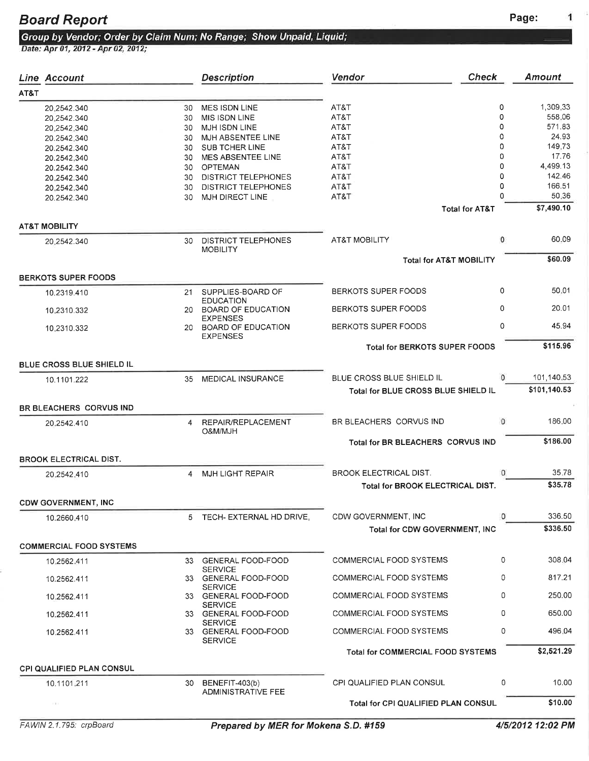# Board Report

**Group by Vendor; Order by Claim Num; No Range; Show Unpaid, Liquid;**

*Date: Apr 01, 2012 - Apr 02, 2012;*

| Line Account | | Description | Vendor | Check | Amount |
|---|---|---|---|---|---|
| **AT&T** | | | | | |
| 20.2542.340 | 30 | MES ISDN LINE | AT&T | 0 | 1,309.33 |
| 20.2542.340 | 30 | MIS ISDN LINE | AT&T | 0 | 558.06 |
| 20.2542.340 | 30 | MJH ISDN LINE | AT&T | 0 | 571.83 |
| 20.2542.340 | 30 | MJH ABSENTEE LINE | AT&T | 0 | 24.93 |
| 20.2542.340 | 30 | SUB TCHER LINE | AT&T | 0 | 149.73 |
| 20.2542.340 | 30 | MES ABSENTEE LINE | AT&T | 0 | 17.76 |
| 20.2542.340 | 30 | OPTEMAN | AT&T | 0 | 4,499.13 |
| 20.2542.340 | 30 | DISTRICT TELEPHONES | AT&T | 0 | 142.46 |
| 20.2542.340 | 30 | DISTRICT TELEPHONES | AT&T | 0 | 166.51 |
| 20.2542.340 | 30 | MJH DIRECT LINE | AT&T | 0 | 50.36 |
| | | | Total for AT&T | | $7,490.10 |
| **AT&T MOBILITY** | | | | | |
| 20.2542.340 | 30 | DISTRICT TELEPHONES MOBILITY | AT&T MOBILITY | 0 | 60.09 |
| | | | Total for AT&T MOBILITY | | $60.09 |
| **BERKOTS SUPER FOODS** | | | | | |
| 10.2319.410 | 21 | SUPPLIES-BOARD OF EDUCATION | BERKOTS SUPER FOODS | 0 | 50.01 |
| 10.2310.332 | 20 | BOARD OF EDUCATION EXPENSES | BERKOTS SUPER FOODS | 0 | 20.01 |
| 10.2310.332 | 20 | BOARD OF EDUCATION EXPENSES | BERKOTS SUPER FOODS | 0 | 45.94 |
| | | | Total for BERKOTS SUPER FOODS | | $115.96 |
| **BLUE CROSS BLUE SHIELD IL** | | | | | |
| 10.1101.222 | 35 | MEDICAL INSURANCE | BLUE CROSS BLUE SHIELD IL | 0 | 101,140.53 |
| | | | Total for BLUE CROSS BLUE SHIELD IL | | $101,140.53 |
| **BR BLEACHERS CORVUS IND** | | | | | |
| 20.2542.410 | 4 | REPAIR/REPLACEMENT O&M/MJH | BR BLEACHERS CORVUS IND | 0 | 186.00 |
| | | | Total for BR BLEACHERS CORVUS IND | | $186.00 |
| **BROOK ELECTRICAL DIST.** | | | | | |
| 20.2542.410 | 4 | MJH LIGHT REPAIR | BROOK ELECTRICAL DIST. | 0 | 35.78 |
| | | | Total for BROOK ELECTRICAL DIST. | | $35.78 |
| **CDW GOVERNMENT, INC** | | | | | |
| 10.2660.410 | 5 | TECH- EXTERNAL HD DRIVE, | CDW GOVERNMENT, INC | 0 | 336.50 |
| | | | Total for CDW GOVERNMENT, INC | | $336.50 |
| **COMMERCIAL FOOD SYSTEMS** | | | | | |
| 10.2562.411 | 33 | GENERAL FOOD-FOOD SERVICE | COMMERCIAL FOOD SYSTEMS | 0 | 308.04 |
| 10.2562.411 | 33 | GENERAL FOOD-FOOD SERVICE | COMMERCIAL FOOD SYSTEMS | 0 | 817.21 |
| 10.2562.411 | 33 | GENERAL FOOD-FOOD SERVICE | COMMERCIAL FOOD SYSTEMS | 0 | 250.00 |
| 10.2562.411 | 33 | GENERAL FOOD-FOOD SERVICE | COMMERCIAL FOOD SYSTEMS | 0 | 650.00 |
| 10.2562.411 | 33 | GENERAL FOOD-FOOD SERVICE | COMMERCIAL FOOD SYSTEMS | 0 | 496.04 |
| | | | Total for COMMERCIAL FOOD SYSTEMS | | $2,521.29 |
| **CPI QUALIFIED PLAN CONSUL** | | | | | |
| 10.1101.211 | 30 | BENEFIT-403(b) ADMINISTRATIVE FEE | CPI QUALIFIED PLAN CONSUL | 0 | 10.00 |
| | | | Total for CPI QUALIFIED PLAN CONSUL | | $10.00 |

FAWIN 2.1.795: crpBoard — **Prepared by MER for Mokena S.D. #159** — *4/5/2012 12:02 PM*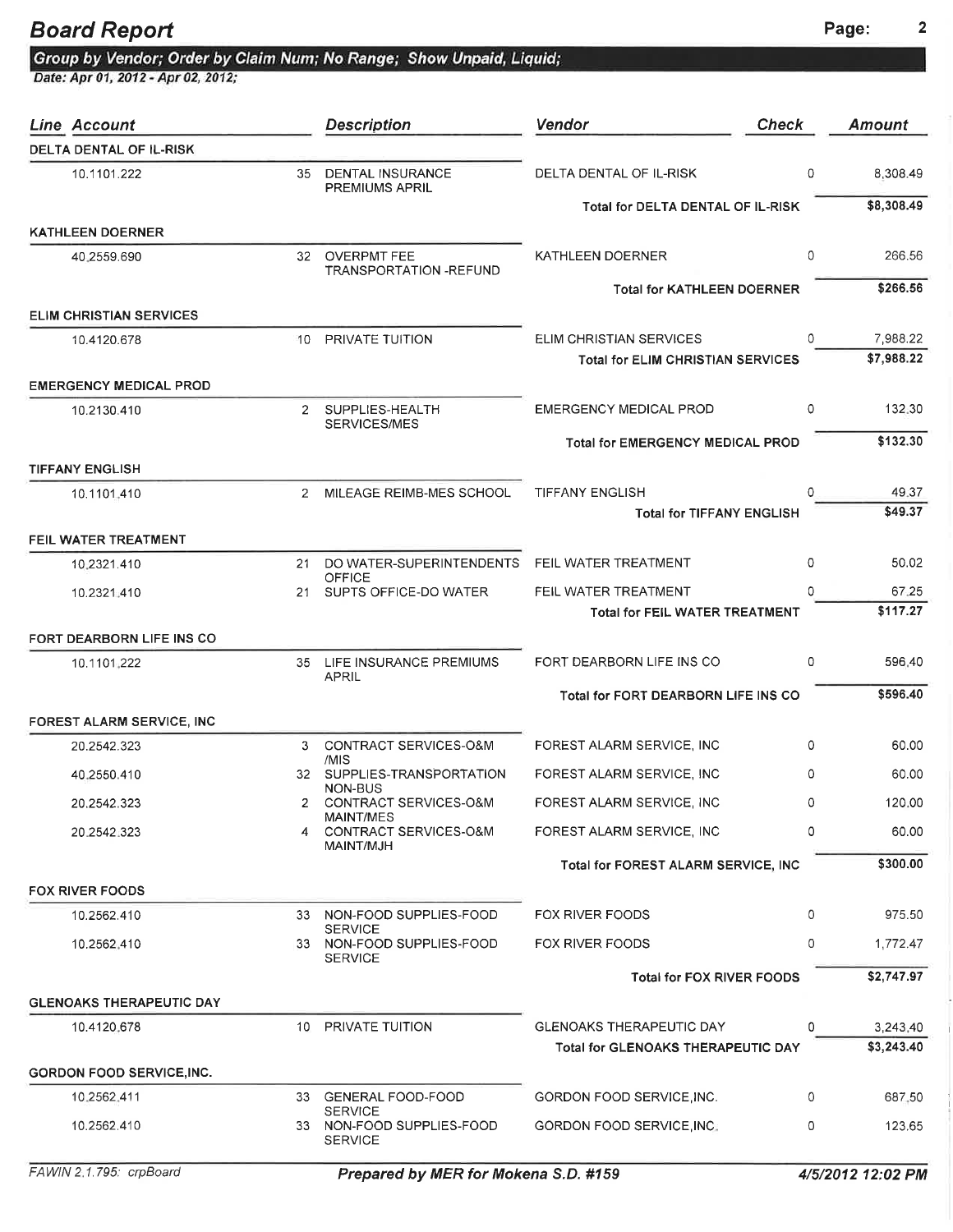# Board Report

**Group by Vendor; Order by Claim Num; No Range; Show Unpaid, Liquid;**

*Date: Apr 01, 2012 - Apr 02, 2012;*

| Line Account | | Description | Vendor | Check | Amount |
|---|---|---|---|---|---|
| **DELTA DENTAL OF IL-RISK** | | | | | |
| 10.1101.222 | 35 | DENTAL INSURANCE PREMIUMS APRIL | DELTA DENTAL OF IL-RISK | 0 | 8,308.49 |
| | | | Total for DELTA DENTAL OF IL-RISK | | $8,308.49 |
| **KATHLEEN DOERNER** | | | | | |
| 40.2559.690 | 32 | OVERPMT FEE TRANSPORTATION -REFUND | KATHLEEN DOERNER | 0 | 266.56 |
| | | | Total for KATHLEEN DOERNER | | $266.56 |
| **ELIM CHRISTIAN SERVICES** | | | | | |
| 10.4120.678 | 10 | PRIVATE TUITION | ELIM CHRISTIAN SERVICES | 0 | 7,988.22 |
| | | | Total for ELIM CHRISTIAN SERVICES | | $7,988.22 |
| **EMERGENCY MEDICAL PROD** | | | | | |
| 10.2130.410 | 2 | SUPPLIES-HEALTH SERVICES/MES | EMERGENCY MEDICAL PROD | 0 | 132.30 |
| | | | Total for EMERGENCY MEDICAL PROD | | $132.30 |
| **TIFFANY ENGLISH** | | | | | |
| 10.1101.410 | 2 | MILEAGE REIMB-MES SCHOOL | TIFFANY ENGLISH | 0 | 49.37 |
| | | | Total for TIFFANY ENGLISH | | $49.37 |
| **FEIL WATER TREATMENT** | | | | | |
| 10.2321.410 | 21 | DO WATER-SUPERINTENDENTS OFFICE | FEIL WATER TREATMENT | 0 | 50.02 |
| 10.2321.410 | 21 | SUPTS OFFICE-DO WATER | FEIL WATER TREATMENT | 0 | 67.25 |
| | | | Total for FEIL WATER TREATMENT | | $117.27 |
| **FORT DEARBORN LIFE INS CO** | | | | | |
| 10.1101.222 | 35 | LIFE INSURANCE PREMIUMS APRIL | FORT DEARBORN LIFE INS CO | 0 | 596.40 |
| | | | Total for FORT DEARBORN LIFE INS CO | | $596.40 |
| **FOREST ALARM SERVICE, INC** | | | | | |
| 20.2542.323 | 3 | CONTRACT SERVICES-O&M /MIS | FOREST ALARM SERVICE, INC | 0 | 60.00 |
| 40.2550.410 | 32 | SUPPLIES-TRANSPORTATION NON-BUS | FOREST ALARM SERVICE, INC | 0 | 60.00 |
| 20.2542.323 | 2 | CONTRACT SERVICES-O&M MAINT/MES | FOREST ALARM SERVICE, INC | 0 | 120.00 |
| 20.2542.323 | 4 | CONTRACT SERVICES-O&M MAINT/MJH | FOREST ALARM SERVICE, INC | 0 | 60.00 |
| | | | Total for FOREST ALARM SERVICE, INC | | $300.00 |
| **FOX RIVER FOODS** | | | | | |
| 10.2562.410 | 33 | NON-FOOD SUPPLIES-FOOD SERVICE | FOX RIVER FOODS | 0 | 975.50 |
| 10.2562.410 | 33 | NON-FOOD SUPPLIES-FOOD SERVICE | FOX RIVER FOODS | 0 | 1,772.47 |
| | | | Total for FOX RIVER FOODS | | $2,747.97 |
| **GLENOAKS THERAPEUTIC DAY** | | | | | |
| 10.4120.678 | 10 | PRIVATE TUITION | GLENOAKS THERAPEUTIC DAY | 0 | 3,243.40 |
| | | | Total for GLENOAKS THERAPEUTIC DAY | | $3,243.40 |
| **GORDON FOOD SERVICE,INC.** | | | | | |
| 10.2562.411 | 33 | GENERAL FOOD-FOOD SERVICE | GORDON FOOD SERVICE,INC. | 0 | 687.50 |
| 10.2562.410 | 33 | NON-FOOD SUPPLIES-FOOD SERVICE | GORDON FOOD SERVICE,INC. | 0 | 123.65 |

FAWIN 2.1.795: crpBoard — **Prepared by MER for Mokena S.D. #159** — 4/5/2012 12:02 PM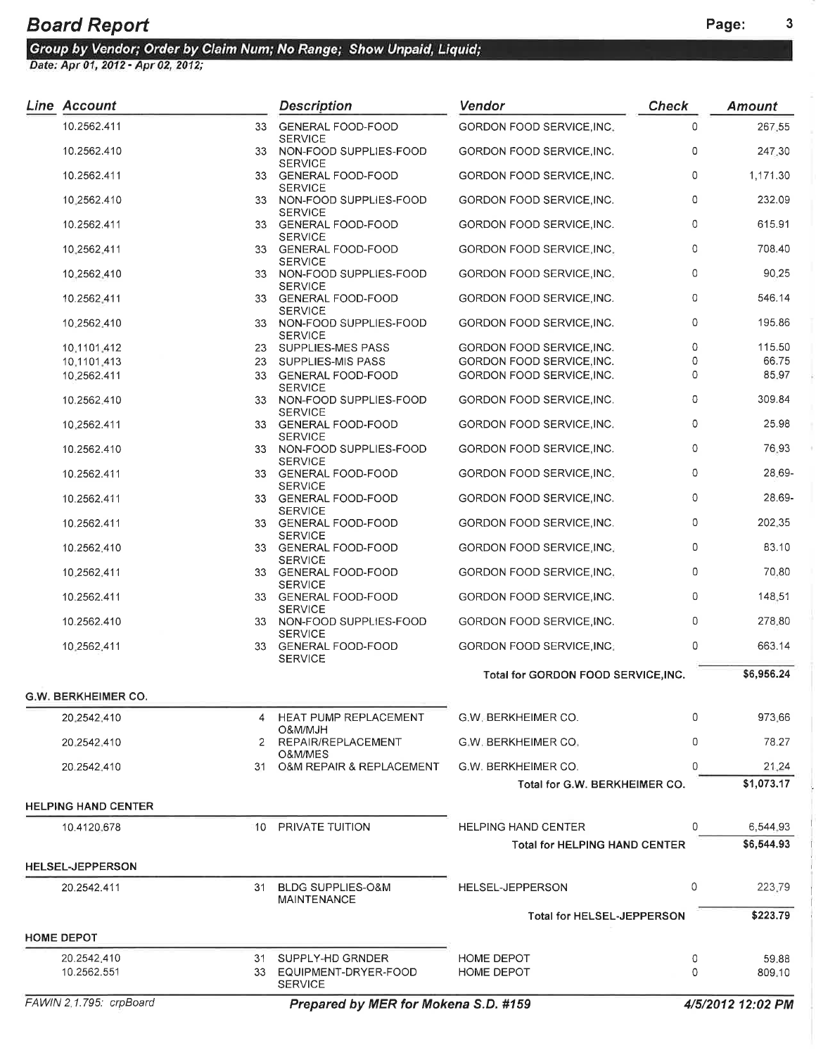# Board Report

**Group by Vendor; Order by Claim Num; No Range; Show Unpaid, Liquid;**

*Date: Apr 01, 2012 - Apr 02, 2012;*

| Line | Account | | Description | Vendor | Check | Amount |
|---|---|---|---|---|---|---|
| | 10.2562.411 | 33 | GENERAL FOOD-FOOD SERVICE | GORDON FOOD SERVICE,INC. | 0 | 267.55 |
| | 10.2562.410 | 33 | NON-FOOD SUPPLIES-FOOD SERVICE | GORDON FOOD SERVICE,INC. | 0 | 247.30 |
| | 10.2562.411 | 33 | GENERAL FOOD-FOOD SERVICE | GORDON FOOD SERVICE,INC. | 0 | 1,171.30 |
| | 10.2562.410 | 33 | NON-FOOD SUPPLIES-FOOD SERVICE | GORDON FOOD SERVICE,INC. | 0 | 232.09 |
| | 10.2562.411 | 33 | GENERAL FOOD-FOOD SERVICE | GORDON FOOD SERVICE,INC. | 0 | 615.91 |
| | 10.2562.411 | 33 | GENERAL FOOD-FOOD SERVICE | GORDON FOOD SERVICE,INC. | 0 | 708.40 |
| | 10.2562.410 | 33 | NON-FOOD SUPPLIES-FOOD SERVICE | GORDON FOOD SERVICE,INC. | 0 | 90.25 |
| | 10.2562.411 | 33 | GENERAL FOOD-FOOD SERVICE | GORDON FOOD SERVICE,INC. | 0 | 546.14 |
| | 10.2562.410 | 33 | NON-FOOD SUPPLIES-FOOD SERVICE | GORDON FOOD SERVICE,INC. | 0 | 195.86 |
| | 10.1101.412 | 23 | SUPPLIES-MES PASS | GORDON FOOD SERVICE,INC. | 0 | 115.50 |
| | 10.1101.413 | 23 | SUPPLIES-MIS PASS | GORDON FOOD SERVICE,INC. | 0 | 66.75 |
| | 10.2562.411 | 33 | GENERAL FOOD-FOOD SERVICE | GORDON FOOD SERVICE,INC. | 0 | 85.97 |
| | 10.2562.410 | 33 | NON-FOOD SUPPLIES-FOOD SERVICE | GORDON FOOD SERVICE,INC. | 0 | 309.84 |
| | 10.2562.411 | 33 | GENERAL FOOD-FOOD SERVICE | GORDON FOOD SERVICE,INC. | 0 | 25.98 |
| | 10.2562.410 | 33 | NON-FOOD SUPPLIES-FOOD SERVICE | GORDON FOOD SERVICE,INC. | 0 | 76.93 |
| | 10.2562.411 | 33 | GENERAL FOOD-FOOD SERVICE | GORDON FOOD SERVICE,INC. | 0 | 28.69- |
| | 10.2562.411 | 33 | GENERAL FOOD-FOOD SERVICE | GORDON FOOD SERVICE,INC. | 0 | 28.69- |
| | 10.2562.411 | 33 | GENERAL FOOD-FOOD SERVICE | GORDON FOOD SERVICE,INC. | 0 | 202.35 |
| | 10.2562.410 | 33 | GENERAL FOOD-FOOD SERVICE | GORDON FOOD SERVICE,INC. | 0 | 83.10 |
| | 10.2562.411 | 33 | GENERAL FOOD-FOOD SERVICE | GORDON FOOD SERVICE,INC. | 0 | 70.80 |
| | 10.2562.411 | 33 | GENERAL FOOD-FOOD SERVICE | GORDON FOOD SERVICE,INC. | 0 | 148.51 |
| | 10.2562.410 | 33 | NON-FOOD SUPPLIES-FOOD SERVICE | GORDON FOOD SERVICE,INC. | 0 | 278.80 |
| | 10.2562.411 | 33 | GENERAL FOOD-FOOD SERVICE | GORDON FOOD SERVICE,INC. | 0 | 663.14 |
| | | | | **Total for GORDON FOOD SERVICE,INC.** | | **$6,956.24** |
| **G.W. BERKHEIMER CO.** | | | | | | |
| | 20.2542.410 | 4 | HEAT PUMP REPLACEMENT O&M/MJH | G.W. BERKHEIMER CO. | 0 | 973.66 |
| | 20.2542.410 | 2 | REPAIR/REPLACEMENT O&M/MES | G.W. BERKHEIMER CO. | 0 | 78.27 |
| | 20.2542.410 | 31 | O&M REPAIR & REPLACEMENT | G.W. BERKHEIMER CO. | 0 | 21.24 |
| | | | | **Total for G.W. BERKHEIMER CO.** | | **$1,073.17** |
| **HELPING HAND CENTER** | | | | | | |
| | 10.4120.678 | 10 | PRIVATE TUITION | HELPING HAND CENTER | 0 | 6,544.93 |
| | | | | **Total for HELPING HAND CENTER** | | **$6,544.93** |
| **HELSEL-JEPPERSON** | | | | | | |
| | 20.2542.411 | 31 | BLDG SUPPLIES-O&M MAINTENANCE | HELSEL-JEPPERSON | 0 | 223.79 |
| | | | | **Total for HELSEL-JEPPERSON** | | **$223.79** |
| **HOME DEPOT** | | | | | | |
| | 20.2542.410 | 31 | SUPPLY-HD GRNDER | HOME DEPOT | 0 | 59.88 |
| | 10.2562.551 | 33 | EQUIPMENT-DRYER-FOOD SERVICE | HOME DEPOT | 0 | 809.10 |

FAWIN 2.1.795: crpBoard — *Prepared by MER for Mokena S.D. #159* — 4/5/2012 12:02 PM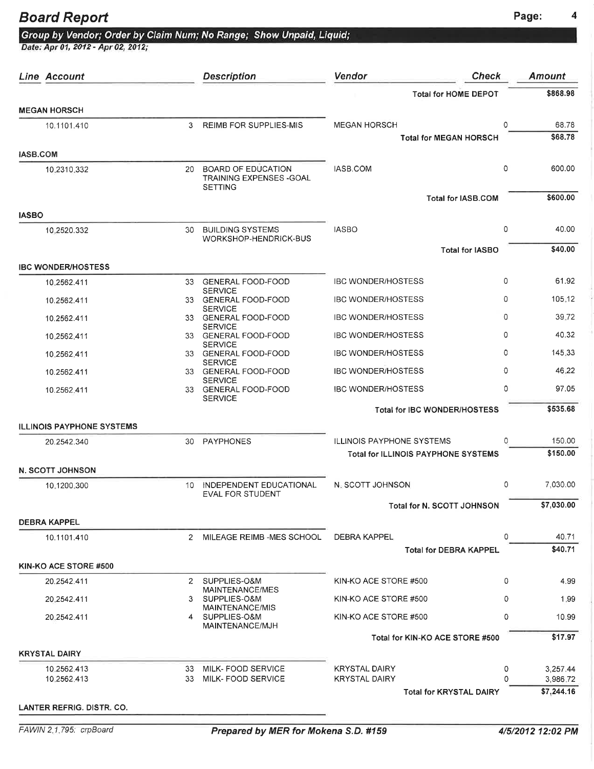# Board Report

**Group by Vendor; Order by Claim Num; No Range; Show Unpaid, Liquid;**

*Date: Apr 01, 2012 - Apr 02, 2012;*

| Line | Account | Description | Vendor | Check | Amount |
|---|---|---|---|---|---|
| | | | **Total for HOME DEPOT** | | **$868.98** |
| **MEGAN HORSCH** | | | | | |
| | 10.1101.410 | 3 REIMB FOR SUPPLIES-MIS | MEGAN HORSCH | 0 | 68.78 |
| | | | **Total for MEGAN HORSCH** | | **$68.78** |
| **IASB.COM** | | | | | |
| | 10.2310.332 | 20 BOARD OF EDUCATION TRAINING EXPENSES -GOAL SETTING | IASB.COM | 0 | 600.00 |
| | | | **Total for IASB.COM** | | **$600.00** |
| **IASBO** | | | | | |
| | 10.2520.332 | 30 BUILDING SYSTEMS WORKSHOP-HENDRICK-BUS | IASBO | 0 | 40.00 |
| | | | **Total for IASBO** | | **$40.00** |
| **IBC WONDER/HOSTESS** | | | | | |
| | 10.2562.411 | 33 GENERAL FOOD-FOOD SERVICE | IBC WONDER/HOSTESS | 0 | 61.92 |
| | 10.2562.411 | 33 GENERAL FOOD-FOOD SERVICE | IBC WONDER/HOSTESS | 0 | 105.12 |
| | 10.2562.411 | 33 GENERAL FOOD-FOOD SERVICE | IBC WONDER/HOSTESS | 0 | 39.72 |
| | 10.2562.411 | 33 GENERAL FOOD-FOOD SERVICE | IBC WONDER/HOSTESS | 0 | 40.32 |
| | 10.2562.411 | 33 GENERAL FOOD-FOOD SERVICE | IBC WONDER/HOSTESS | 0 | 145.33 |
| | 10.2562.411 | 33 GENERAL FOOD-FOOD SERVICE | IBC WONDER/HOSTESS | 0 | 46.22 |
| | 10.2562.411 | 33 GENERAL FOOD-FOOD SERVICE | IBC WONDER/HOSTESS | 0 | 97.05 |
| | | | **Total for IBC WONDER/HOSTESS** | | **$535.68** |
| **ILLINOIS PAYPHONE SYSTEMS** | | | | | |
| | 20.2542.340 | 30 PAYPHONES | ILLINOIS PAYPHONE SYSTEMS | 0 | 150.00 |
| | | | **Total for ILLINOIS PAYPHONE SYSTEMS** | | **$150.00** |
| **N. SCOTT JOHNSON** | | | | | |
| | 10.1200.300 | 10 INDEPENDENT EDUCATIONAL EVAL FOR STUDENT | N. SCOTT JOHNSON | 0 | 7,030.00 |
| | | | **Total for N. SCOTT JOHNSON** | | **$7,030.00** |
| **DEBRA KAPPEL** | | | | | |
| | 10.1101.410 | 2 MILEAGE REIMB -MES SCHOOL | DEBRA KAPPEL | 0 | 40.71 |
| | | | **Total for DEBRA KAPPEL** | | **$40.71** |
| **KIN-KO ACE STORE #500** | | | | | |
| | 20.2542.411 | 2 SUPPLIES-O&M MAINTENANCE/MES | KIN-KO ACE STORE #500 | 0 | 4.99 |
| | 20.2542.411 | 3 SUPPLIES-O&M MAINTENANCE/MIS | KIN-KO ACE STORE #500 | 0 | 1.99 |
| | 20.2542.411 | 4 SUPPLIES-O&M MAINTENANCE/MJH | KIN-KO ACE STORE #500 | 0 | 10.99 |
| | | | **Total for KIN-KO ACE STORE #500** | | **$17.97** |
| **KRYSTAL DAIRY** | | | | | |
| | 10.2562.413 | 33 MILK- FOOD SERVICE | KRYSTAL DAIRY | 0 | 3,257.44 |
| | 10.2562.413 | 33 MILK- FOOD SERVICE | KRYSTAL DAIRY | 0 | 3,986.72 |
| | | | **Total for KRYSTAL DAIRY** | | **$7,244.16** |
| **LANTER REFRIG. DISTR. CO.** | | | | | |

FAWIN 2.1.795: crpBoard — **Prepared by MER for Mokena S.D. #159** — *4/5/2012 12:02 PM*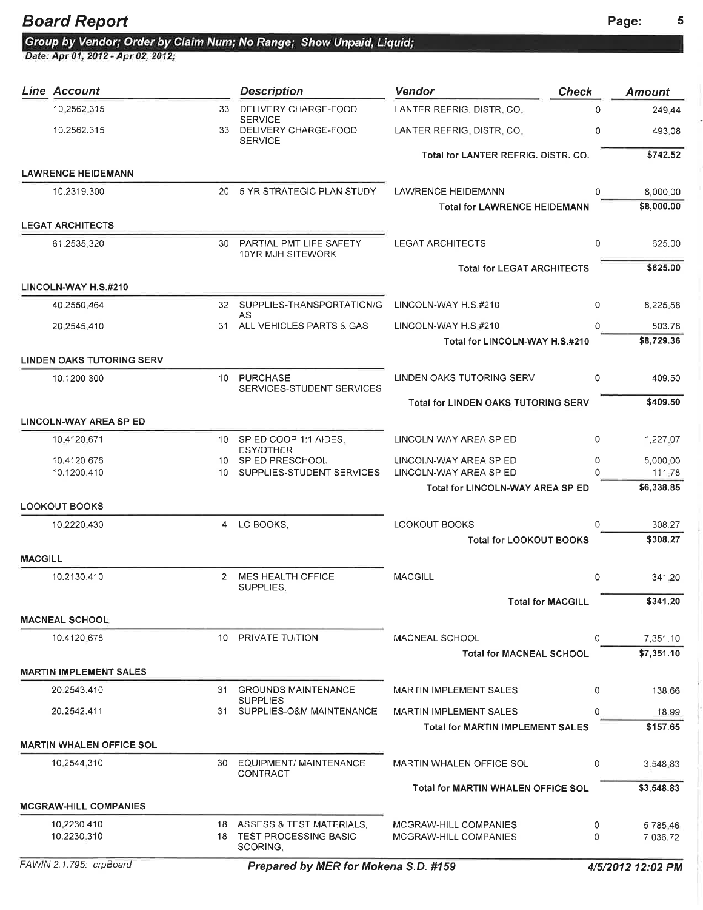# Board Report

**Group by Vendor; Order by Claim Num; No Range; Show Unpaid, Liquid;**

*Date: Apr 01, 2012 - Apr 02, 2012;*

| Line | Account | | Description | Vendor | Check | Amount |
|---|---|---|---|---|---|---|
| | 10.2562.315 | 33 | DELIVERY CHARGE-FOOD SERVICE | LANTER REFRIG. DISTR. CO. | 0 | 249.44 |
| | 10.2562.315 | 33 | DELIVERY CHARGE-FOOD SERVICE | LANTER REFRIG. DISTR. CO. | 0 | 493.08 |
| | | | | Total for LANTER REFRIG. DISTR. CO. | | $742.52 |
| **LAWRENCE HEIDEMANN** | | | | | | |
| | 10.2319.300 | 20 | 5 YR STRATEGIC PLAN STUDY | LAWRENCE HEIDEMANN | 0 | 8,000.00 |
| | | | | Total for LAWRENCE HEIDEMANN | | $8,000.00 |
| **LEGAT ARCHITECTS** | | | | | | |
| | 61.2535.320 | 30 | PARTIAL PMT-LIFE SAFETY 10YR MJH SITEWORK | LEGAT ARCHITECTS | 0 | 625.00 |
| | | | | Total for LEGAT ARCHITECTS | | $625.00 |
| **LINCOLN-WAY H.S.#210** | | | | | | |
| | 40.2550.464 | 32 | SUPPLIES-TRANSPORTATION/GAS | LINCOLN-WAY H.S.#210 | 0 | 8,225.58 |
| | 20.2545.410 | 31 | ALL VEHICLES PARTS & GAS | LINCOLN-WAY H.S.#210 | 0 | 503.78 |
| | | | | Total for LINCOLN-WAY H.S.#210 | | $8,729.36 |
| **LINDEN OAKS TUTORING SERV** | | | | | | |
| | 10.1200.300 | 10 | PURCHASE SERVICES-STUDENT SERVICES | LINDEN OAKS TUTORING SERV | 0 | 409.50 |
| | | | | Total for LINDEN OAKS TUTORING SERV | | $409.50 |
| **LINCOLN-WAY AREA SP ED** | | | | | | |
| | 10.4120.671 | 10 | SP ED COOP-1:1 AIDES, ESY/OTHER | LINCOLN-WAY AREA SP ED | 0 | 1,227.07 |
| | 10.4120.676 | 10 | SP ED PRESCHOOL | LINCOLN-WAY AREA SP ED | 0 | 5,000.00 |
| | 10.1200.410 | 10 | SUPPLIES-STUDENT SERVICES | LINCOLN-WAY AREA SP ED | 0 | 111.78 |
| | | | | Total for LINCOLN-WAY AREA SP ED | | $6,338.85 |
| **LOOKOUT BOOKS** | | | | | | |
| | 10.2220.430 | 4 | LC BOOKS, | LOOKOUT BOOKS | 0 | 308.27 |
| | | | | Total for LOOKOUT BOOKS | | $308.27 |
| **MACGILL** | | | | | | |
| | 10.2130.410 | 2 | MES HEALTH OFFICE SUPPLIES, | MACGILL | 0 | 341.20 |
| | | | | Total for MACGILL | | $341.20 |
| **MACNEAL SCHOOL** | | | | | | |
| | 10.4120.678 | 10 | PRIVATE TUITION | MACNEAL SCHOOL | 0 | 7,351.10 |
| | | | | Total for MACNEAL SCHOOL | | $7,351.10 |
| **MARTIN IMPLEMENT SALES** | | | | | | |
| | 20.2543.410 | 31 | GROUNDS MAINTENANCE SUPPLIES | MARTIN IMPLEMENT SALES | 0 | 138.66 |
| | 20.2542.411 | 31 | SUPPLIES-O&M MAINTENANCE | MARTIN IMPLEMENT SALES | 0 | 18.99 |
| | | | | Total for MARTIN IMPLEMENT SALES | | $157.65 |
| **MARTIN WHALEN OFFICE SOL** | | | | | | |
| | 10.2544.310 | 30 | EQUIPMENT/ MAINTENANCE CONTRACT | MARTIN WHALEN OFFICE SOL | 0 | 3,548.83 |
| | | | | Total for MARTIN WHALEN OFFICE SOL | | $3,548.83 |
| **MCGRAW-HILL COMPANIES** | | | | | | |
| | 10.2230.410 | 18 | ASSESS & TEST MATERIALS, | MCGRAW-HILL COMPANIES | 0 | 5,785.46 |
| | 10.2230.310 | 18 | TEST PROCESSING BASIC SCORING, | MCGRAW-HILL COMPANIES | 0 | 7,036.72 |

FAWIN 2.1.795: crpBoard — **Prepared by MER for Mokena S.D. #159** — *4/5/2012 12:02 PM*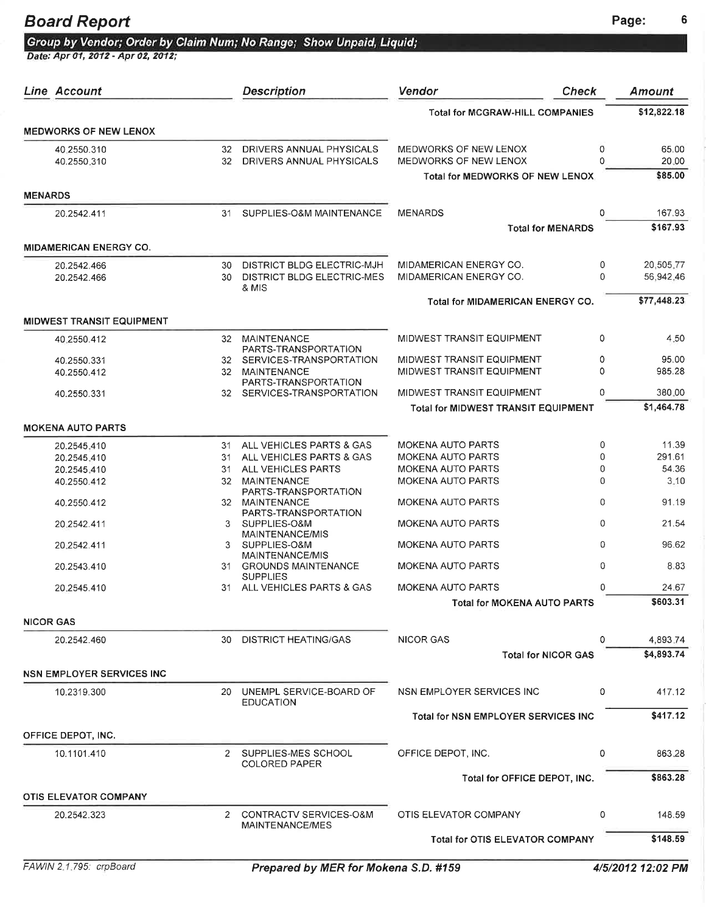# Board Report

**Group by Vendor; Order by Claim Num; No Range; Show Unpaid, Liquid;**

*Date: Apr 01, 2012 - Apr 02, 2012;*

| Line | Account | | Description | Vendor | Check | Amount |
|---|---|---|---|---|---|---|
| | | | | **Total for MCGRAW-HILL COMPANIES** | | **$12,822.18** |
| **MEDWORKS OF NEW LENOX** | | | | | | |
| | 40.2550.310 | 32 | DRIVERS ANNUAL PHYSICALS | MEDWORKS OF NEW LENOX | 0 | 65.00 |
| | 40.2550.310 | 32 | DRIVERS ANNUAL PHYSICALS | MEDWORKS OF NEW LENOX | 0 | 20.00 |
| | | | | **Total for MEDWORKS OF NEW LENOX** | | **$85.00** |
| **MENARDS** | | | | | | |
| | 20.2542.411 | 31 | SUPPLIES-O&M MAINTENANCE | MENARDS | 0 | 167.93 |
| | | | | **Total for MENARDS** | | **$167.93** |
| **MIDAMERICAN ENERGY CO.** | | | | | | |
| | 20.2542.466 | 30 | DISTRICT BLDG ELECTRIC-MJH | MIDAMERICAN ENERGY CO. | 0 | 20,505.77 |
| | 20.2542.466 | 30 | DISTRICT BLDG ELECTRIC-MES & MIS | MIDAMERICAN ENERGY CO. | 0 | 56,942.46 |
| | | | | **Total for MIDAMERICAN ENERGY CO.** | | **$77,448.23** |
| **MIDWEST TRANSIT EQUIPMENT** | | | | | | |
| | 40.2550.412 | 32 | MAINTENANCE PARTS-TRANSPORTATION | MIDWEST TRANSIT EQUIPMENT | 0 | 4.50 |
| | 40.2550.331 | 32 | SERVICES-TRANSPORTATION | MIDWEST TRANSIT EQUIPMENT | 0 | 95.00 |
| | 40.2550.412 | 32 | MAINTENANCE PARTS-TRANSPORTATION | MIDWEST TRANSIT EQUIPMENT | 0 | 985.28 |
| | 40.2550.331 | 32 | SERVICES-TRANSPORTATION | MIDWEST TRANSIT EQUIPMENT | 0 | 380.00 |
| | | | | **Total for MIDWEST TRANSIT EQUIPMENT** | | **$1,464.78** |
| **MOKENA AUTO PARTS** | | | | | | |
| | 20.2545.410 | 31 | ALL VEHICLES PARTS & GAS | MOKENA AUTO PARTS | 0 | 11.39 |
| | 20.2545.410 | 31 | ALL VEHICLES PARTS & GAS | MOKENA AUTO PARTS | 0 | 291.61 |
| | 20.2545.410 | 31 | ALL VEHICLES PARTS | MOKENA AUTO PARTS | 0 | 54.36 |
| | 40.2550.412 | 32 | MAINTENANCE PARTS-TRANSPORTATION | MOKENA AUTO PARTS | 0 | 3.10 |
| | 40.2550.412 | 32 | MAINTENANCE PARTS-TRANSPORTATION | MOKENA AUTO PARTS | 0 | 91.19 |
| | 20.2542.411 | 3 | SUPPLIES-O&M MAINTENANCE/MIS | MOKENA AUTO PARTS | 0 | 21.54 |
| | 20.2542.411 | 3 | SUPPLIES-O&M MAINTENANCE/MIS | MOKENA AUTO PARTS | 0 | 96.62 |
| | 20.2543.410 | 31 | GROUNDS MAINTENANCE SUPPLIES | MOKENA AUTO PARTS | 0 | 8.83 |
| | 20.2545.410 | 31 | ALL VEHICLES PARTS & GAS | MOKENA AUTO PARTS | 0 | 24.67 |
| | | | | **Total for MOKENA AUTO PARTS** | | **$603.31** |
| **NICOR GAS** | | | | | | |
| | 20.2542.460 | 30 | DISTRICT HEATING/GAS | NICOR GAS | 0 | 4,893.74 |
| | | | | **Total for NICOR GAS** | | **$4,893.74** |
| **NSN EMPLOYER SERVICES INC** | | | | | | |
| | 10.2319.300 | 20 | UNEMPL SERVICE-BOARD OF EDUCATION | NSN EMPLOYER SERVICES INC | 0 | 417.12 |
| | | | | **Total for NSN EMPLOYER SERVICES INC** | | **$417.12** |
| **OFFICE DEPOT, INC.** | | | | | | |
| | 10.1101.410 | 2 | SUPPLIES-MES SCHOOL COLORED PAPER | OFFICE DEPOT, INC. | 0 | 863.28 |
| | | | | **Total for OFFICE DEPOT, INC.** | | **$863.28** |
| **OTIS ELEVATOR COMPANY** | | | | | | |
| | 20.2542.323 | 2 | CONTRACTV SERVICES-O&M MAINTENANCE/MES | OTIS ELEVATOR COMPANY | 0 | 148.59 |
| | | | | **Total for OTIS ELEVATOR COMPANY** | | **$148.59** |

FAWIN 2.1.795: crpBoard — *Prepared by MER for Mokena S.D. #159* — 4/5/2012 12:02 PM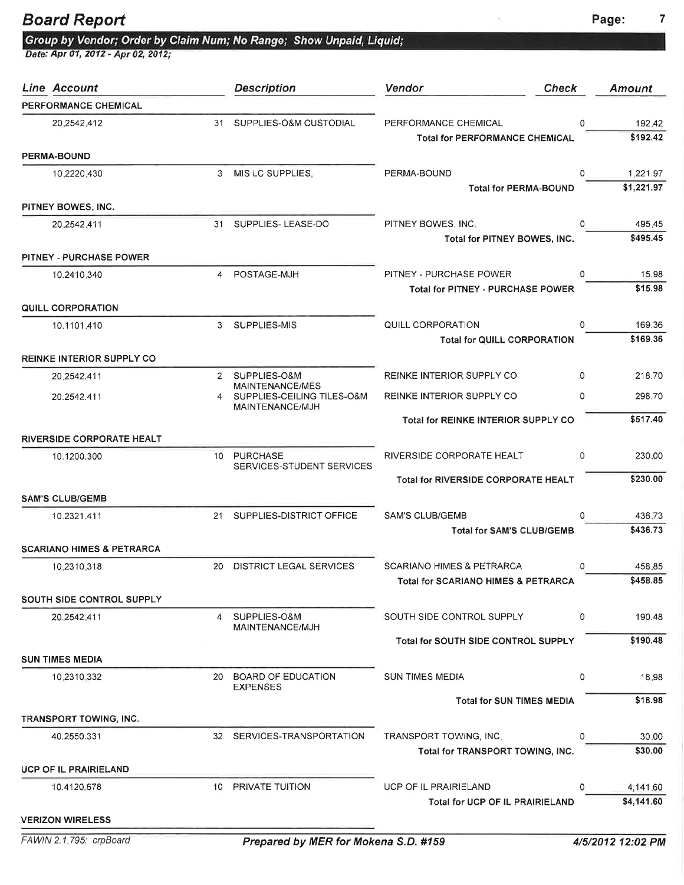# Board Report

**Group by Vendor; Order by Claim Num; No Range; Show Unpaid, Liquid;**

*Date: Apr 01, 2012 - Apr 02, 2012;*

| Line | Account | | Description | Vendor | Check | Amount |
|---|---|---|---|---|---|---|
| **PERFORMANCE CHEMICAL** | | | | | | |
| | 20.2542.412 | 31 | SUPPLIES-O&M CUSTODIAL | PERFORMANCE CHEMICAL | 0 | 192.42 |
| | | | | **Total for PERFORMANCE CHEMICAL** | | **$192.42** |
| **PERMA-BOUND** | | | | | | |
| | 10.2220.430 | 3 | MIS LC SUPPLIES, | PERMA-BOUND | 0 | 1,221.97 |
| | | | | **Total for PERMA-BOUND** | | **$1,221.97** |
| **PITNEY BOWES, INC.** | | | | | | |
| | 20.2542.411 | 31 | SUPPLIES- LEASE-DO | PITNEY BOWES, INC. | 0 | 495.45 |
| | | | | **Total for PITNEY BOWES, INC.** | | **$495.45** |
| **PITNEY - PURCHASE POWER** | | | | | | |
| | 10.2410.340 | 4 | POSTAGE-MJH | PITNEY - PURCHASE POWER | 0 | 15.98 |
| | | | | **Total for PITNEY - PURCHASE POWER** | | **$15.98** |
| **QUILL CORPORATION** | | | | | | |
| | 10.1101.410 | 3 | SUPPLIES-MIS | QUILL CORPORATION | 0 | 169.36 |
| | | | | **Total for QUILL CORPORATION** | | **$169.36** |
| **REINKE INTERIOR SUPPLY CO** | | | | | | |
| | 20.2542.411 | 2 | SUPPLIES-O&M MAINTENANCE/MES | REINKE INTERIOR SUPPLY CO | 0 | 218.70 |
| | 20.2542.411 | 4 | SUPPLIES-CEILING TILES-O&M MAINTENANCE/MJH | REINKE INTERIOR SUPPLY CO | 0 | 298.70 |
| | | | | **Total for REINKE INTERIOR SUPPLY CO** | | **$517.40** |
| **RIVERSIDE CORPORATE HEALT** | | | | | | |
| | 10.1200.300 | 10 | PURCHASE SERVICES-STUDENT SERVICES | RIVERSIDE CORPORATE HEALT | 0 | 230.00 |
| | | | | **Total for RIVERSIDE CORPORATE HEALT** | | **$230.00** |
| **SAM'S CLUB/GEMB** | | | | | | |
| | 10.2321.411 | 21 | SUPPLIES-DISTRICT OFFICE | SAM'S CLUB/GEMB | 0 | 436.73 |
| | | | | **Total for SAM'S CLUB/GEMB** | | **$436.73** |
| **SCARIANO HIMES & PETRARCA** | | | | | | |
| | 10.2310.318 | 20 | DISTRICT LEGAL SERVICES | SCARIANO HIMES & PETRARCA | 0 | 458.85 |
| | | | | **Total for SCARIANO HIMES & PETRARCA** | | **$458.85** |
| **SOUTH SIDE CONTROL SUPPLY** | | | | | | |
| | 20.2542.411 | 4 | SUPPLIES-O&M MAINTENANCE/MJH | SOUTH SIDE CONTROL SUPPLY | 0 | 190.48 |
| | | | | **Total for SOUTH SIDE CONTROL SUPPLY** | | **$190.48** |
| **SUN TIMES MEDIA** | | | | | | |
| | 10.2310.332 | 20 | BOARD OF EDUCATION EXPENSES | SUN TIMES MEDIA | 0 | 18.98 |
| | | | | **Total for SUN TIMES MEDIA** | | **$18.98** |
| **TRANSPORT TOWING, INC.** | | | | | | |
| | 40.2550.331 | 32 | SERVICES-TRANSPORTATION | TRANSPORT TOWING, INC. | 0 | 30.00 |
| | | | | **Total for TRANSPORT TOWING, INC.** | | **$30.00** |
| **UCP OF IL PRAIRIELAND** | | | | | | |
| | 10.4120.678 | 10 | PRIVATE TUITION | UCP OF IL PRAIRIELAND | 0 | 4,141.60 |
| | | | | **Total for UCP OF IL PRAIRIELAND** | | **$4,141.60** |
| **VERIZON WIRELESS** | | | | | | |

FAWIN 2.1.795: crpBoard — **Prepared by MER for Mokena S.D. #159** — *4/5/2012 12:02 PM*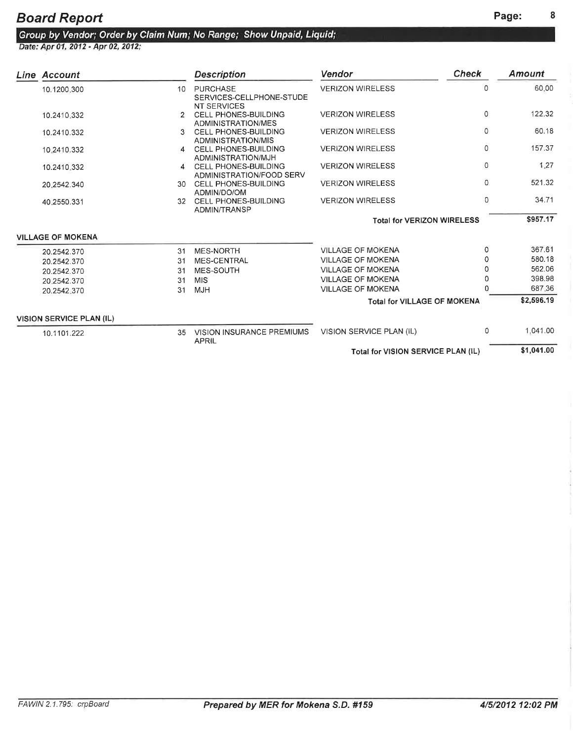# Board Report

**Group by Vendor; Order by Claim Num; No Range; Show Unpaid, Liquid;**

*Date: Apr 01, 2012 - Apr 02, 2012;*

| Line | Account | | Description | Vendor | Check | Amount |
|---|---|---|---|---|---|---|
| | 10.1200.300 | 10 | PURCHASE SERVICES-CELLPHONE-STUDENT SERVICES | VERIZON WIRELESS | 0 | 60.00 |
| | 10.2410.332 | 2 | CELL PHONES-BUILDING ADMINISTRATION/MES | VERIZON WIRELESS | 0 | 122.32 |
| | 10.2410.332 | 3 | CELL PHONES-BUILDING ADMINISTRATION/MIS | VERIZON WIRELESS | 0 | 60.18 |
| | 10.2410.332 | 4 | CELL PHONES-BUILDING ADMINISTRATION/MJH | VERIZON WIRELESS | 0 | 157.37 |
| | 10.2410.332 | 4 | CELL PHONES-BUILDING ADMINISTRATION/FOOD SERV | VERIZON WIRELESS | 0 | 1.27 |
| | 20.2542.340 | 30 | CELL PHONES-BUILDING ADMIN/DO/OM | VERIZON WIRELESS | 0 | 521.32 |
| | 40.2550.331 | 32 | CELL PHONES-BUILDING ADMIN/TRANSP | VERIZON WIRELESS | 0 | 34.71 |
| | | | | **Total for VERIZON WIRELESS** | | **$957.17** |
| **VILLAGE OF MOKENA** | | | | | | |
| | 20.2542.370 | 31 | MES-NORTH | VILLAGE OF MOKENA | 0 | 367.61 |
| | 20.2542.370 | 31 | MES-CENTRAL | VILLAGE OF MOKENA | 0 | 580.18 |
| | 20.2542.370 | 31 | MES-SOUTH | VILLAGE OF MOKENA | 0 | 562.06 |
| | 20.2542.370 | 31 | MIS | VILLAGE OF MOKENA | 0 | 398.98 |
| | 20.2542.370 | 31 | MJH | VILLAGE OF MOKENA | 0 | 687.36 |
| | | | | **Total for VILLAGE OF MOKENA** | | **$2,596.19** |
| **VISION SERVICE PLAN (IL)** | | | | | | |
| | 10.1101.222 | 35 | VISION INSURANCE PREMIUMS APRIL | VISION SERVICE PLAN (IL) | 0 | 1,041.00 |
| | | | | **Total for VISION SERVICE PLAN (IL)** | | **$1,041.00** |

*FAWIN 2.1.795: crpBoard* | ***Prepared by MER for Mokena S.D. #159*** | ***4/5/2012 12:02 PM***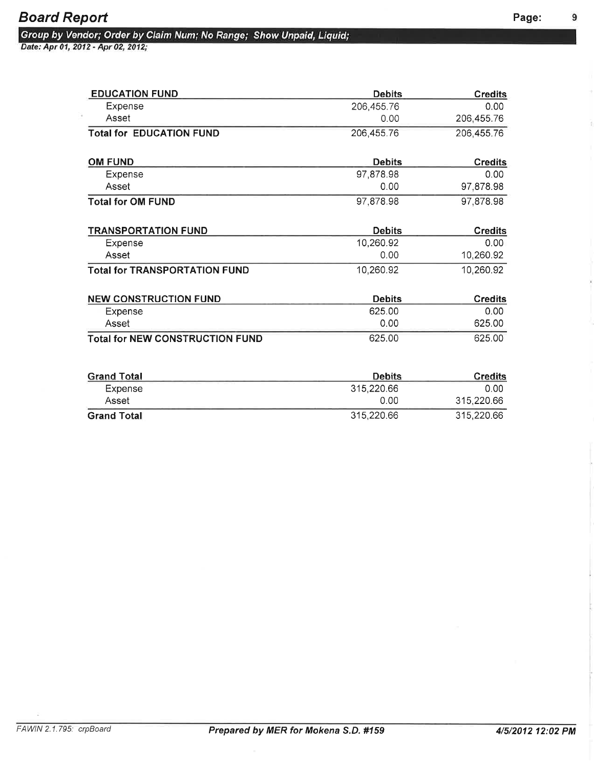# Board Report

**Group by Vendor; Order by Claim Num; No Range; Show Unpaid, Liquid;**
*Date: Apr 01, 2012 - Apr 02, 2012;*

| EDUCATION FUND | Debits | Credits |
|---|---|---|
| Expense | 206,455.76 | 0.00 |
| Asset | 0.00 | 206,455.76 |
| **Total for EDUCATION FUND** | 206,455.76 | 206,455.76 |

| OM FUND | Debits | Credits |
|---|---|---|
| Expense | 97,878.98 | 0.00 |
| Asset | 0.00 | 97,878.98 |
| **Total for OM FUND** | 97,878.98 | 97,878.98 |

| TRANSPORTATION FUND | Debits | Credits |
|---|---|---|
| Expense | 10,260.92 | 0.00 |
| Asset | 0.00 | 10,260.92 |
| **Total for TRANSPORTATION FUND** | 10,260.92 | 10,260.92 |

| NEW CONSTRUCTION FUND | Debits | Credits |
|---|---|---|
| Expense | 625.00 | 0.00 |
| Asset | 0.00 | 625.00 |
| **Total for NEW CONSTRUCTION FUND** | 625.00 | 625.00 |

| Grand Total | Debits | Credits |
|---|---|---|
| Expense | 315,220.66 | 0.00 |
| Asset | 0.00 | 315,220.66 |
| **Grand Total** | 315,220.66 | 315,220.66 |

FAWIN 2.1.795: crpBoard — **Prepared by MER for Mokena S.D. #159** — **4/5/2012 12:02 PM**